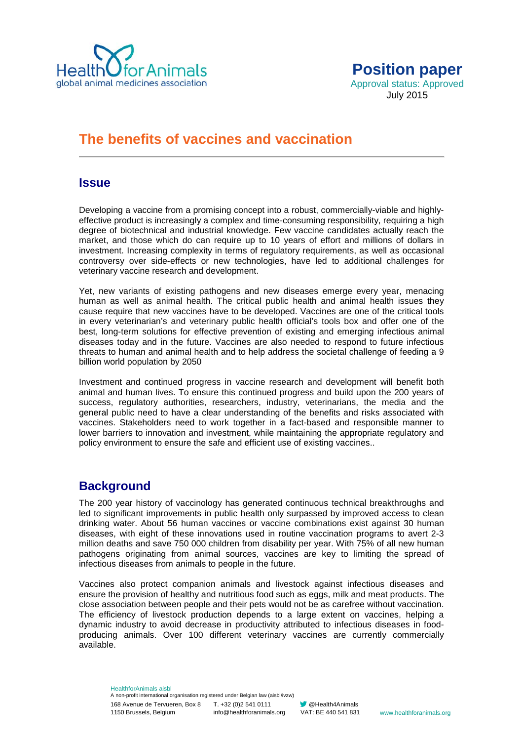**Position paper**
Approval status: Approved
July 2015

# The benefits of vaccines and vaccination

## Issue

Developing a vaccine from a promising concept into a robust, commercially-viable and highly-effective product is increasingly a complex and time-consuming responsibility, requiring a high degree of biotechnical and industrial knowledge. Few vaccine candidates actually reach the market, and those which do can require up to 10 years of effort and millions of dollars in investment. Increasing complexity in terms of regulatory requirements, as well as occasional controversy over side-effects or new technologies, have led to additional challenges for veterinary vaccine research and development.

Yet, new variants of existing pathogens and new diseases emerge every year, menacing human as well as animal health. The critical public health and animal health issues they cause require that new vaccines have to be developed. Vaccines are one of the critical tools in every veterinarian's and veterinary public health official's tools box and offer one of the best, long-term solutions for effective prevention of existing and emerging infectious animal diseases today and in the future. Vaccines are also needed to respond to future infectious threats to human and animal health and to help address the societal challenge of feeding a 9 billion world population by 2050

Investment and continued progress in vaccine research and development will benefit both animal and human lives. To ensure this continued progress and build upon the 200 years of success, regulatory authorities, researchers, industry, veterinarians, the media and the general public need to have a clear understanding of the benefits and risks associated with vaccines. Stakeholders need to work together in a fact-based and responsible manner to lower barriers to innovation and investment, while maintaining the appropriate regulatory and policy environment to ensure the safe and efficient use of existing vaccines..

## Background

The 200 year history of vaccinology has generated continuous technical breakthroughs and led to significant improvements in public health only surpassed by improved access to clean drinking water. About 56 human vaccines or vaccine combinations exist against 30 human diseases, with eight of these innovations used in routine vaccination programs to avert 2-3 million deaths and save 750 000 children from disability per year. With 75% of all new human pathogens originating from animal sources, vaccines are key to limiting the spread of infectious diseases from animals to people in the future.

Vaccines also protect companion animals and livestock against infectious diseases and ensure the provision of healthy and nutritious food such as eggs, milk and meat products. The close association between people and their pets would not be as carefree without vaccination. The efficiency of livestock production depends to a large extent on vaccines, helping a dynamic industry to avoid decrease in productivity attributed to infectious diseases in food-producing animals. Over 100 different veterinary vaccines are currently commercially available.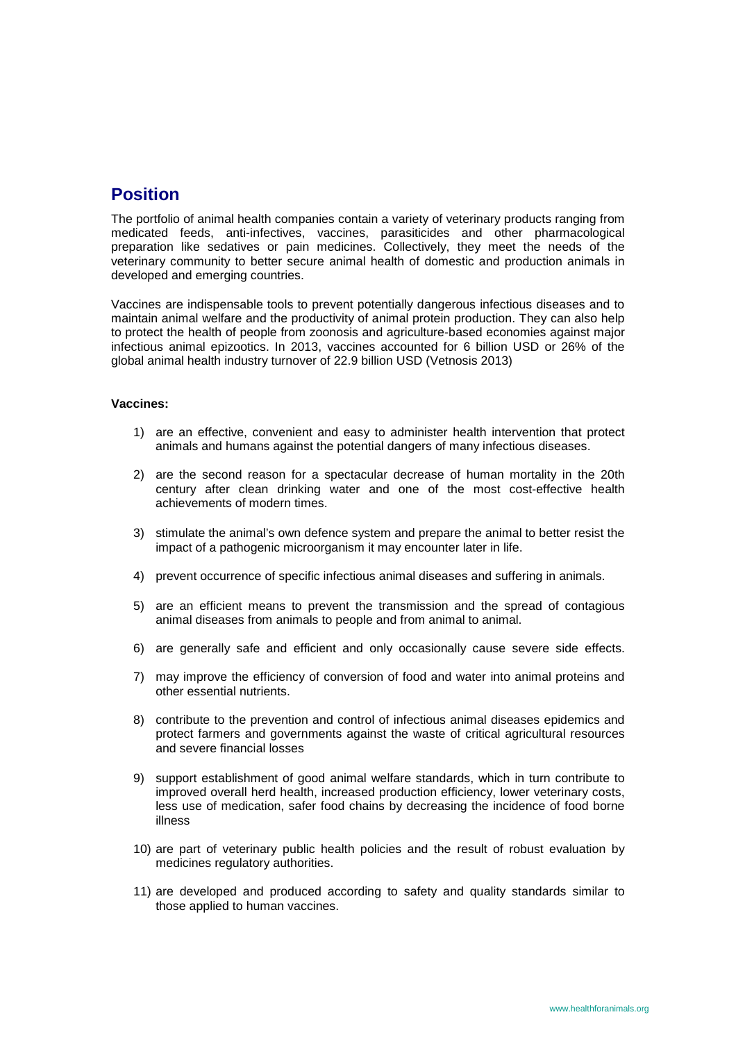## Position

The portfolio of animal health companies contain a variety of veterinary products ranging from medicated feeds, anti-infectives, vaccines, parasiticides and other pharmacological preparation like sedatives or pain medicines. Collectively, they meet the needs of the veterinary community to better secure animal health of domestic and production animals in developed and emerging countries.

Vaccines are indispensable tools to prevent potentially dangerous infectious diseases and to maintain animal welfare and the productivity of animal protein production. They can also help to protect the health of people from zoonosis and agriculture-based economies against major infectious animal epizootics. In 2013, vaccines accounted for 6 billion USD or 26% of the global animal health industry turnover of 22.9 billion USD (Vetnosis 2013)

**Vaccines:**

1) are an effective, convenient and easy to administer health intervention that protect animals and humans against the potential dangers of many infectious diseases.

2) are the second reason for a spectacular decrease of human mortality in the 20th century after clean drinking water and one of the most cost-effective health achievements of modern times.

3) stimulate the animal's own defence system and prepare the animal to better resist the impact of a pathogenic microorganism it may encounter later in life.

4) prevent occurrence of specific infectious animal diseases and suffering in animals.

5) are an efficient means to prevent the transmission and the spread of contagious animal diseases from animals to people and from animal to animal.

6) are generally safe and efficient and only occasionally cause severe side effects.

7) may improve the efficiency of conversion of food and water into animal proteins and other essential nutrients.

8) contribute to the prevention and control of infectious animal diseases epidemics and protect farmers and governments against the waste of critical agricultural resources and severe financial losses

9) support establishment of good animal welfare standards, which in turn contribute to improved overall herd health, increased production efficiency, lower veterinary costs, less use of medication, safer food chains by decreasing the incidence of food borne illness

10) are part of veterinary public health policies and the result of robust evaluation by medicines regulatory authorities.

11) are developed and produced according to safety and quality standards similar to those applied to human vaccines.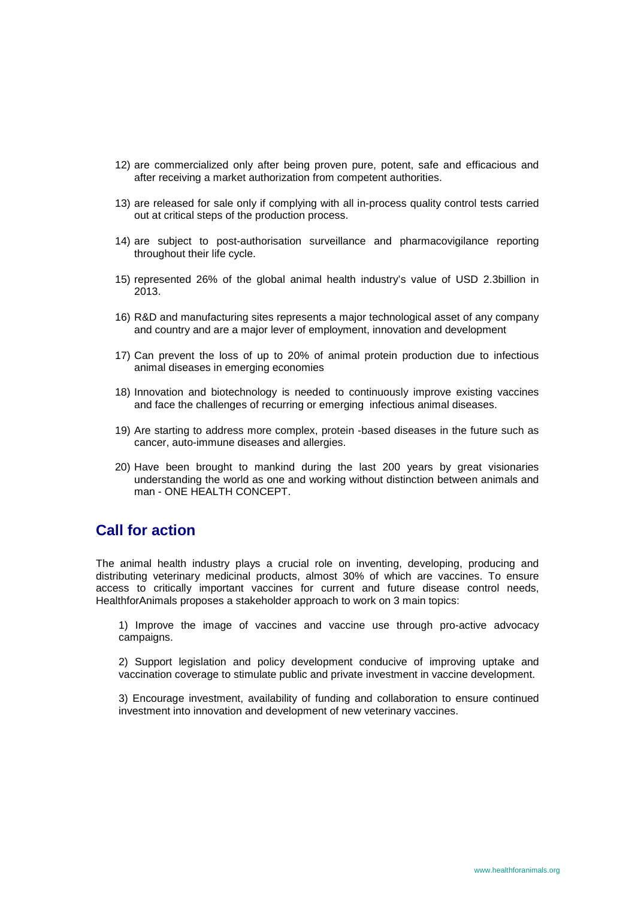12) are commercialized only after being proven pure, potent, safe and efficacious and after receiving a market authorization from competent authorities.

13) are released for sale only if complying with all in-process quality control tests carried out at critical steps of the production process.

14) are subject to post-authorisation surveillance and pharmacovigilance reporting throughout their life cycle.

15) represented 26% of the global animal health industry's value of USD 2.3billion in 2013.

16) R&D and manufacturing sites represents a major technological asset of any company and country and are a major lever of employment, innovation and development

17) Can prevent the loss of up to 20% of animal protein production due to infectious animal diseases in emerging economies

18) Innovation and biotechnology is needed to continuously improve existing vaccines and face the challenges of recurring or emerging infectious animal diseases.

19) Are starting to address more complex, protein -based diseases in the future such as cancer, auto-immune diseases and allergies.

20) Have been brought to mankind during the last 200 years by great visionaries understanding the world as one and working without distinction between animals and man - ONE HEALTH CONCEPT.

## Call for action

The animal health industry plays a crucial role on inventing, developing, producing and distributing veterinary medicinal products, almost 30% of which are vaccines. To ensure access to critically important vaccines for current and future disease control needs, HealthforAnimals proposes a stakeholder approach to work on 3 main topics:

1) Improve the image of vaccines and vaccine use through pro-active advocacy campaigns.

2) Support legislation and policy development conducive of improving uptake and vaccination coverage to stimulate public and private investment in vaccine development.

3) Encourage investment, availability of funding and collaboration to ensure continued investment into innovation and development of new veterinary vaccines.